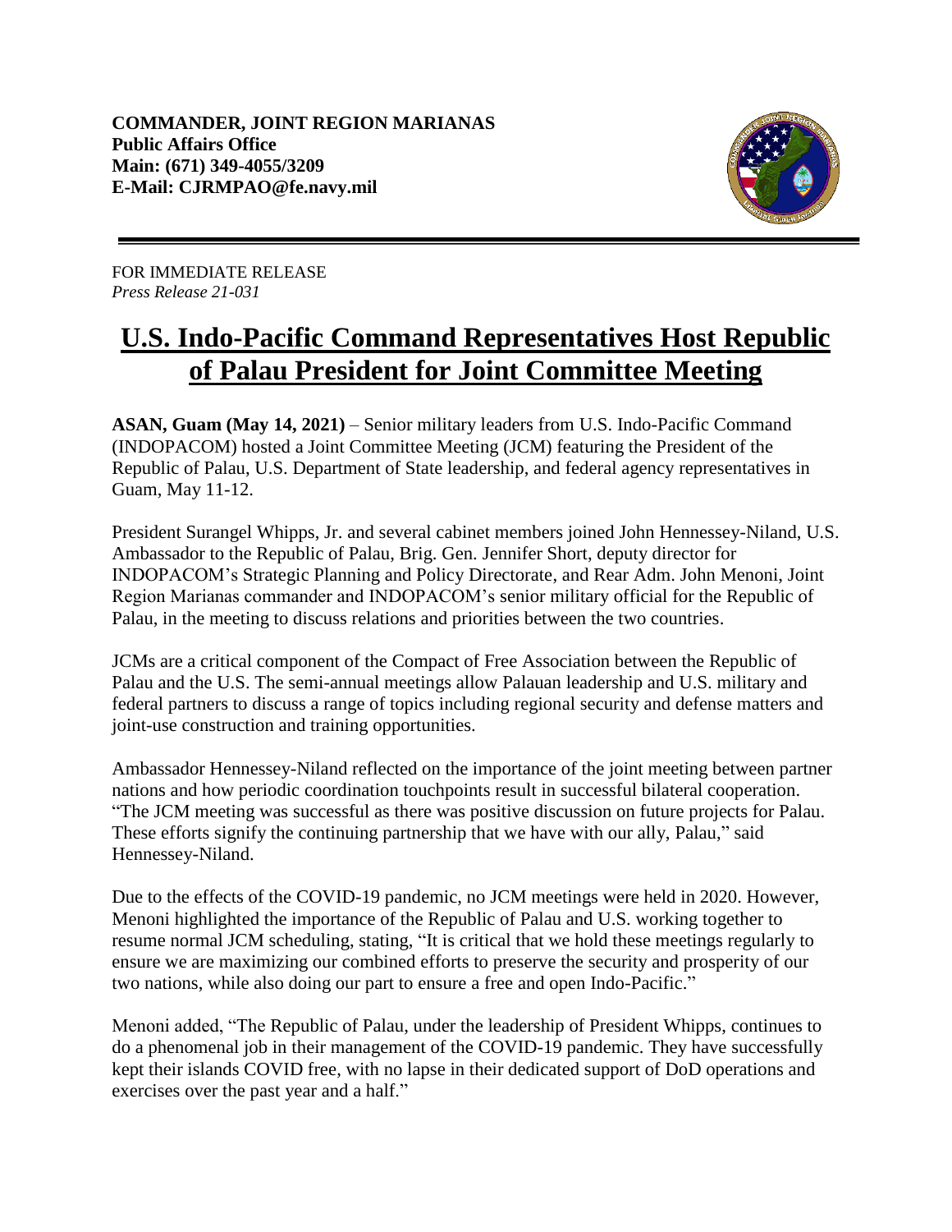**COMMANDER, JOINT REGION MARIANAS**
**Public Affairs Office**
**Main: (671) 349-4055/3209**
**E-Mail: CJRMPAO@fe.navy.mil**

FOR IMMEDIATE RELEASE
*Press Release 21-031*

# U.S. Indo-Pacific Command Representatives Host Republic of Palau President for Joint Committee Meeting

**ASAN, Guam (May 14, 2021)** – Senior military leaders from U.S. Indo-Pacific Command (INDOPACOM) hosted a Joint Committee Meeting (JCM) featuring the President of the Republic of Palau, U.S. Department of State leadership, and federal agency representatives in Guam, May 11-12.

President Surangel Whipps, Jr. and several cabinet members joined John Hennessey-Niland, U.S. Ambassador to the Republic of Palau, Brig. Gen. Jennifer Short, deputy director for INDOPACOM's Strategic Planning and Policy Directorate, and Rear Adm. John Menoni, Joint Region Marianas commander and INDOPACOM's senior military official for the Republic of Palau, in the meeting to discuss relations and priorities between the two countries.

JCMs are a critical component of the Compact of Free Association between the Republic of Palau and the U.S. The semi-annual meetings allow Palauan leadership and U.S. military and federal partners to discuss a range of topics including regional security and defense matters and joint-use construction and training opportunities.

Ambassador Hennessey-Niland reflected on the importance of the joint meeting between partner nations and how periodic coordination touchpoints result in successful bilateral cooperation. "The JCM meeting was successful as there was positive discussion on future projects for Palau. These efforts signify the continuing partnership that we have with our ally, Palau," said Hennessey-Niland.

Due to the effects of the COVID-19 pandemic, no JCM meetings were held in 2020. However, Menoni highlighted the importance of the Republic of Palau and U.S. working together to resume normal JCM scheduling, stating, "It is critical that we hold these meetings regularly to ensure we are maximizing our combined efforts to preserve the security and prosperity of our two nations, while also doing our part to ensure a free and open Indo-Pacific."

Menoni added, "The Republic of Palau, under the leadership of President Whipps, continues to do a phenomenal job in their management of the COVID-19 pandemic. They have successfully kept their islands COVID free, with no lapse in their dedicated support of DoD operations and exercises over the past year and a half."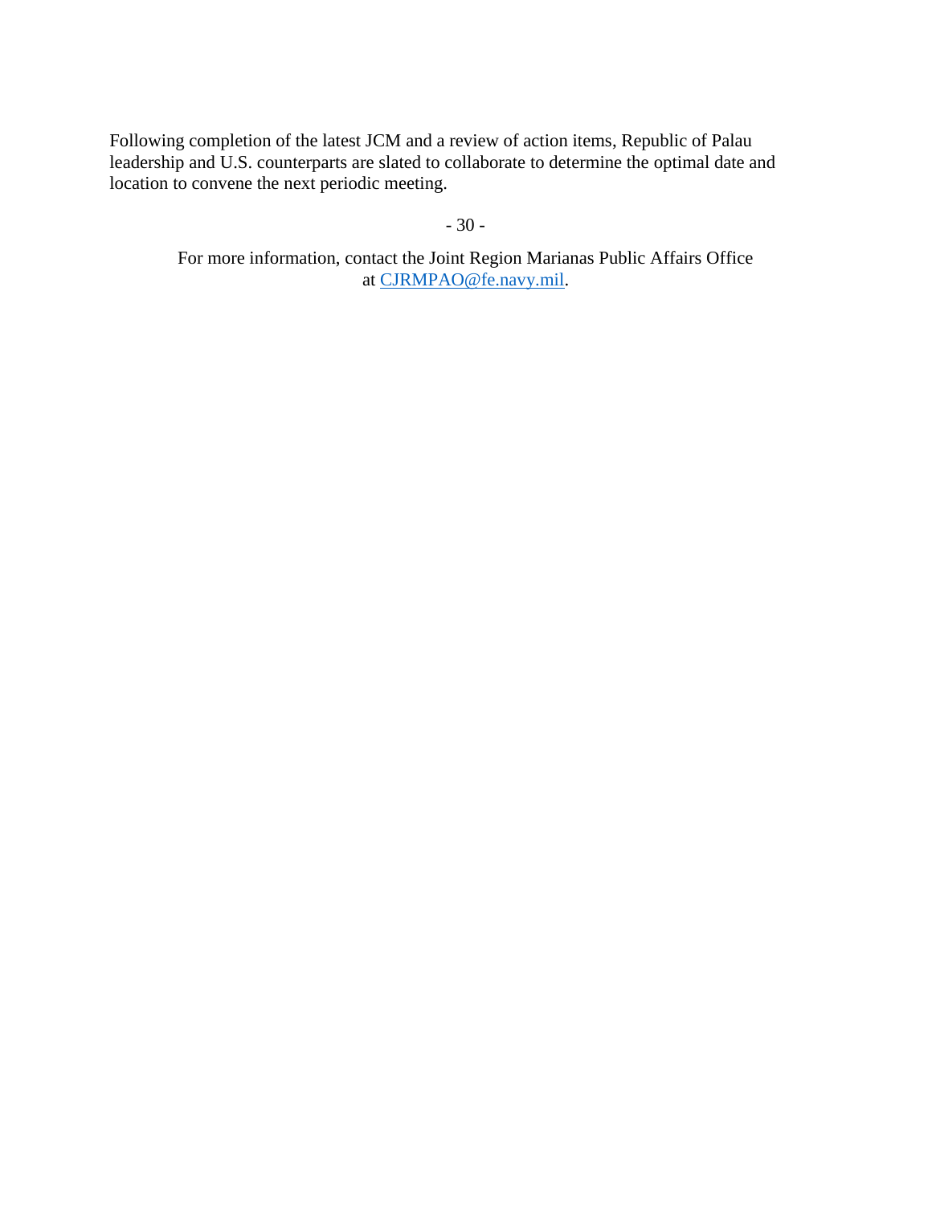Following completion of the latest JCM and a review of action items, Republic of Palau leadership and U.S. counterparts are slated to collaborate to determine the optimal date and location to convene the next periodic meeting.

- 30 -

For more information, contact the Joint Region Marianas Public Affairs Office at [CJRMPAO@fe.navy.mil](mailto:CJRMPAO@fe.navy.mil).